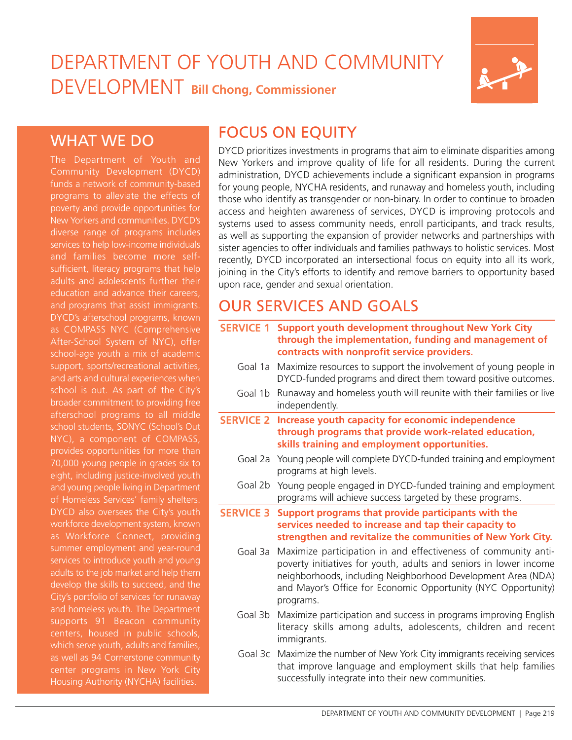# DEPARTMENT OF YOUTH AND COMMUNITY DEVELOPMENT **Bill Chong, Commissioner**

## WHAT WE DO

The Department of Youth and Community Development (DYCD) funds a network of community-based programs to alleviate the effects of poverty and provide opportunities for New Yorkers and communities. DYCD's diverse range of programs includes services to help low-income individuals and families become more self-sufficient, literacy programs that help adults and adolescents further their education and advance their careers, and programs that assist immigrants. DYCD's afterschool programs, known as COMPASS NYC (Comprehensive After-School System of NYC), offer school-age youth a mix of academic support, sports/recreational activities, and arts and cultural experiences when school is out. As part of the City's broader commitment to providing free afterschool programs to all middle school students, SONYC (School's Out NYC), a component of COMPASS, provides opportunities for more than 70,000 young people in grades six to eight, including justice-involved youth and young people living in Department of Homeless Services' family shelters. DYCD also oversees the City's youth workforce development system, known as Workforce Connect, providing summer employment and year-round services to introduce youth and young adults to the job market and help them develop the skills to succeed, and the City's portfolio of services for runaway and homeless youth. The Department supports 91 Beacon community centers, housed in public schools, which serve youth, adults and families, as well as 94 Cornerstone community center programs in New York City Housing Authority (NYCHA) facilities.

## FOCUS ON EQUITY

DYCD prioritizes investments in programs that aim to eliminate disparities among New Yorkers and improve quality of life for all residents. During the current administration, DYCD achievements include a significant expansion in programs for young people, NYCHA residents, and runaway and homeless youth, including those who identify as transgender or non-binary. In order to continue to broaden access and heighten awareness of services, DYCD is improving protocols and systems used to assess community needs, enroll participants, and track results, as well as supporting the expansion of provider networks and partnerships with sister agencies to offer individuals and families pathways to holistic services. Most recently, DYCD incorporated an intersectional focus on equity into all its work, joining in the City's efforts to identify and remove barriers to opportunity based upon race, gender and sexual orientation.

## OUR SERVICES AND GOALS

**SERVICE 1 Support youth development throughout New York City through the implementation, funding and management of contracts with nonprofit service providers.**

- Goal 1a Maximize resources to support the involvement of young people in DYCD-funded programs and direct them toward positive outcomes.
- Goal 1b Runaway and homeless youth will reunite with their families or live independently.

**SERVICE 2 Increase youth capacity for economic independence through programs that provide work-related education, skills training and employment opportunities.**

- Goal 2a Young people will complete DYCD-funded training and employment programs at high levels.
- Goal 2b Young people engaged in DYCD-funded training and employment programs will achieve success targeted by these programs.

**SERVICE 3 Support programs that provide participants with the services needed to increase and tap their capacity to strengthen and revitalize the communities of New York City.**

- Goal 3a Maximize participation in and effectiveness of community anti-poverty initiatives for youth, adults and seniors in lower income neighborhoods, including Neighborhood Development Area (NDA) and Mayor's Office for Economic Opportunity (NYC Opportunity) programs.
- Goal 3b Maximize participation and success in programs improving English literacy skills among adults, adolescents, children and recent immigrants.
- Goal 3c Maximize the number of New York City immigrants receiving services that improve language and employment skills that help families successfully integrate into their new communities.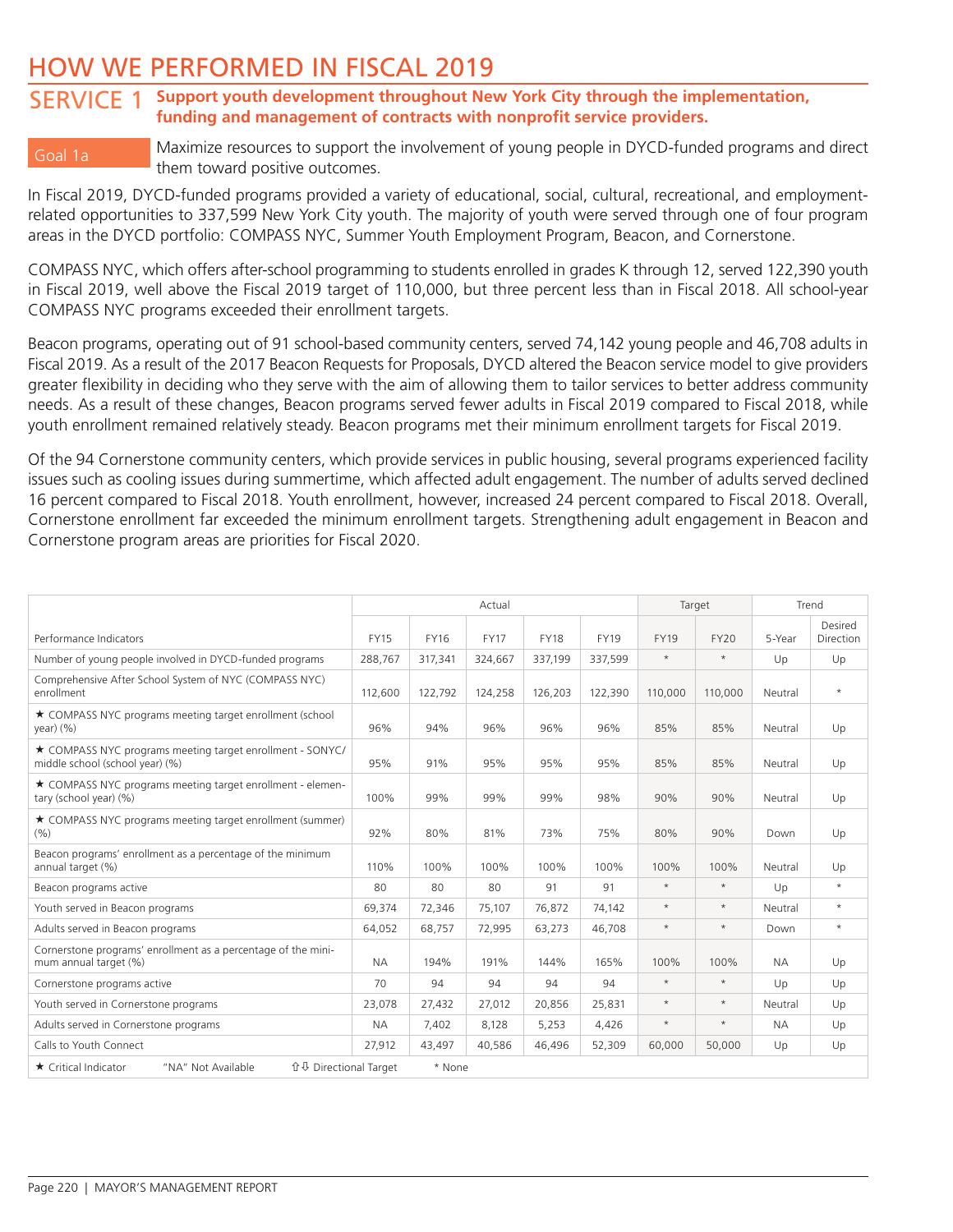# HOW WE PERFORMED IN FISCAL 2019

## SERVICE 1 Support youth development throughout New York City through the implementation, funding and management of contracts with nonprofit service providers.

### Goal 1a Maximize resources to support the involvement of young people in DYCD-funded programs and direct them toward positive outcomes.

In Fiscal 2019, DYCD-funded programs provided a variety of educational, social, cultural, recreational, and employment-related opportunities to 337,599 New York City youth. The majority of youth were served through one of four program areas in the DYCD portfolio: COMPASS NYC, Summer Youth Employment Program, Beacon, and Cornerstone.

COMPASS NYC, which offers after-school programming to students enrolled in grades K through 12, served 122,390 youth in Fiscal 2019, well above the Fiscal 2019 target of 110,000, but three percent less than in Fiscal 2018. All school-year COMPASS NYC programs exceeded their enrollment targets.

Beacon programs, operating out of 91 school-based community centers, served 74,142 young people and 46,708 adults in Fiscal 2019. As a result of the 2017 Beacon Requests for Proposals, DYCD altered the Beacon service model to give providers greater flexibility in deciding who they serve with the aim of allowing them to tailor services to better address community needs. As a result of these changes, Beacon programs served fewer adults in Fiscal 2019 compared to Fiscal 2018, while youth enrollment remained relatively steady. Beacon programs met their minimum enrollment targets for Fiscal 2019.

Of the 94 Cornerstone community centers, which provide services in public housing, several programs experienced facility issues such as cooling issues during summertime, which affected adult engagement. The number of adults served declined 16 percent compared to Fiscal 2018. Youth enrollment, however, increased 24 percent compared to Fiscal 2018. Overall, Cornerstone enrollment far exceeded the minimum enrollment targets. Strengthening adult engagement in Beacon and Cornerstone program areas are priorities for Fiscal 2020.

| | Actual | | | | | Target | | Trend | |
|---|---|---|---|---|---|---|---|---|---|
| Performance Indicators | FY15 | FY16 | FY17 | FY18 | FY19 | FY19 | FY20 | 5-Year | Desired Direction |
| Number of young people involved in DYCD-funded programs | 288,767 | 317,341 | 324,667 | 337,199 | 337,599 | * | * | Up | Up |
| Comprehensive After School System of NYC (COMPASS NYC) enrollment | 112,600 | 122,792 | 124,258 | 126,203 | 122,390 | 110,000 | 110,000 | Neutral | * |
| ★ COMPASS NYC programs meeting target enrollment (school year) (%) | 96% | 94% | 96% | 96% | 96% | 85% | 85% | Neutral | Up |
| ★ COMPASS NYC programs meeting target enrollment - SONYC/middle school (school year) (%) | 95% | 91% | 95% | 95% | 95% | 85% | 85% | Neutral | Up |
| ★ COMPASS NYC programs meeting target enrollment - elementary (school year) (%) | 100% | 99% | 99% | 99% | 98% | 90% | 90% | Neutral | Up |
| ★ COMPASS NYC programs meeting target enrollment (summer) (%) | 92% | 80% | 81% | 73% | 75% | 80% | 90% | Down | Up |
| Beacon programs' enrollment as a percentage of the minimum annual target (%) | 110% | 100% | 100% | 100% | 100% | 100% | 100% | Neutral | Up |
| Beacon programs active | 80 | 80 | 80 | 91 | 91 | * | * | Up | * |
| Youth served in Beacon programs | 69,374 | 72,346 | 75,107 | 76,872 | 74,142 | * | * | Neutral | * |
| Adults served in Beacon programs | 64,052 | 68,757 | 72,995 | 63,273 | 46,708 | * | * | Down | * |
| Cornerstone programs' enrollment as a percentage of the minimum annual target (%) | NA | 194% | 191% | 144% | 165% | 100% | 100% | NA | Up |
| Cornerstone programs active | 70 | 94 | 94 | 94 | 94 | * | * | Up | Up |
| Youth served in Cornerstone programs | 23,078 | 27,432 | 27,012 | 20,856 | 25,831 | * | * | Neutral | Up |
| Adults served in Cornerstone programs | NA | 7,402 | 8,128 | 5,253 | 4,426 | * | * | NA | Up |
| Calls to Youth Connect | 27,912 | 43,497 | 40,586 | 46,496 | 52,309 | 60,000 | 50,000 | Up | Up |

★ Critical Indicator "NA" Not Available ⇧⇩ Directional Target * None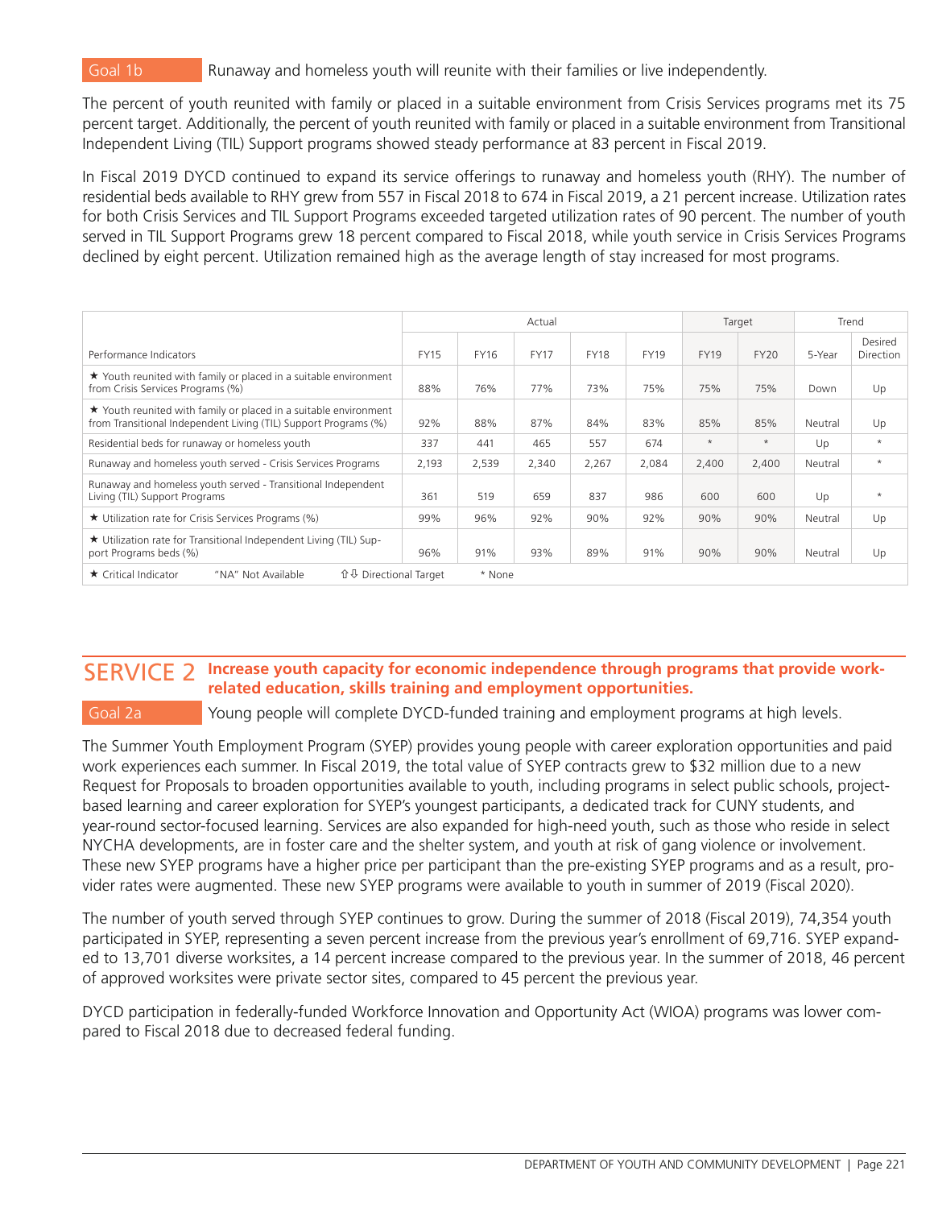**Goal 1b** Runaway and homeless youth will reunite with their families or live independently.

The percent of youth reunited with family or placed in a suitable environment from Crisis Services programs met its 75 percent target. Additionally, the percent of youth reunited with family or placed in a suitable environment from Transitional Independent Living (TIL) Support programs showed steady performance at 83 percent in Fiscal 2019.

In Fiscal 2019 DYCD continued to expand its service offerings to runaway and homeless youth (RHY). The number of residential beds available to RHY grew from 557 in Fiscal 2018 to 674 in Fiscal 2019, a 21 percent increase. Utilization rates for both Crisis Services and TIL Support Programs exceeded targeted utilization rates of 90 percent. The number of youth served in TIL Support Programs grew 18 percent compared to Fiscal 2018, while youth service in Crisis Services Programs declined by eight percent. Utilization remained high as the average length of stay increased for most programs.

| | Actual | | | | | Target | | Trend | |
|---|---|---|---|---|---|---|---|---|---|
| Performance Indicators | FY15 | FY16 | FY17 | FY18 | FY19 | FY19 | FY20 | 5-Year | Desired Direction |
| ★ Youth reunited with family or placed in a suitable environment from Crisis Services Programs (%) | 88% | 76% | 77% | 73% | 75% | 75% | 75% | Down | Up |
| ★ Youth reunited with family or placed in a suitable environment from Transitional Independent Living (TIL) Support Programs (%) | 92% | 88% | 87% | 84% | 83% | 85% | 85% | Neutral | Up |
| Residential beds for runaway or homeless youth | 337 | 441 | 465 | 557 | 674 | * | * | Up | * |
| Runaway and homeless youth served - Crisis Services Programs | 2,193 | 2,539 | 2,340 | 2,267 | 2,084 | 2,400 | 2,400 | Neutral | * |
| Runaway and homeless youth served - Transitional Independent Living (TIL) Support Programs | 361 | 519 | 659 | 837 | 986 | 600 | 600 | Up | * |
| ★ Utilization rate for Crisis Services Programs (%) | 99% | 96% | 92% | 90% | 92% | 90% | 90% | Neutral | Up |
| ★ Utilization rate for Transitional Independent Living (TIL) Support Programs beds (%) | 96% | 91% | 93% | 89% | 91% | 90% | 90% | Neutral | Up |

★ Critical Indicator "NA" Not Available ⇧⇩ Directional Target * None

## SERVICE 2 Increase youth capacity for economic independence through programs that provide work-related education, skills training and employment opportunities.

**Goal 2a** Young people will complete DYCD-funded training and employment programs at high levels.

The Summer Youth Employment Program (SYEP) provides young people with career exploration opportunities and paid work experiences each summer. In Fiscal 2019, the total value of SYEP contracts grew to $32 million due to a new Request for Proposals to broaden opportunities available to youth, including programs in select public schools, project-based learning and career exploration for SYEP's youngest participants, a dedicated track for CUNY students, and year-round sector-focused learning. Services are also expanded for high-need youth, such as those who reside in select NYCHA developments, are in foster care and the shelter system, and youth at risk of gang violence or involvement. These new SYEP programs have a higher price per participant than the pre-existing SYEP programs and as a result, provider rates were augmented. These new SYEP programs were available to youth in summer of 2019 (Fiscal 2020).

The number of youth served through SYEP continues to grow. During the summer of 2018 (Fiscal 2019), 74,354 youth participated in SYEP, representing a seven percent increase from the previous year's enrollment of 69,716. SYEP expanded to 13,701 diverse worksites, a 14 percent increase compared to the previous year. In the summer of 2018, 46 percent of approved worksites were private sector sites, compared to 45 percent the previous year.

DYCD participation in federally-funded Workforce Innovation and Opportunity Act (WIOA) programs was lower compared to Fiscal 2018 due to decreased federal funding.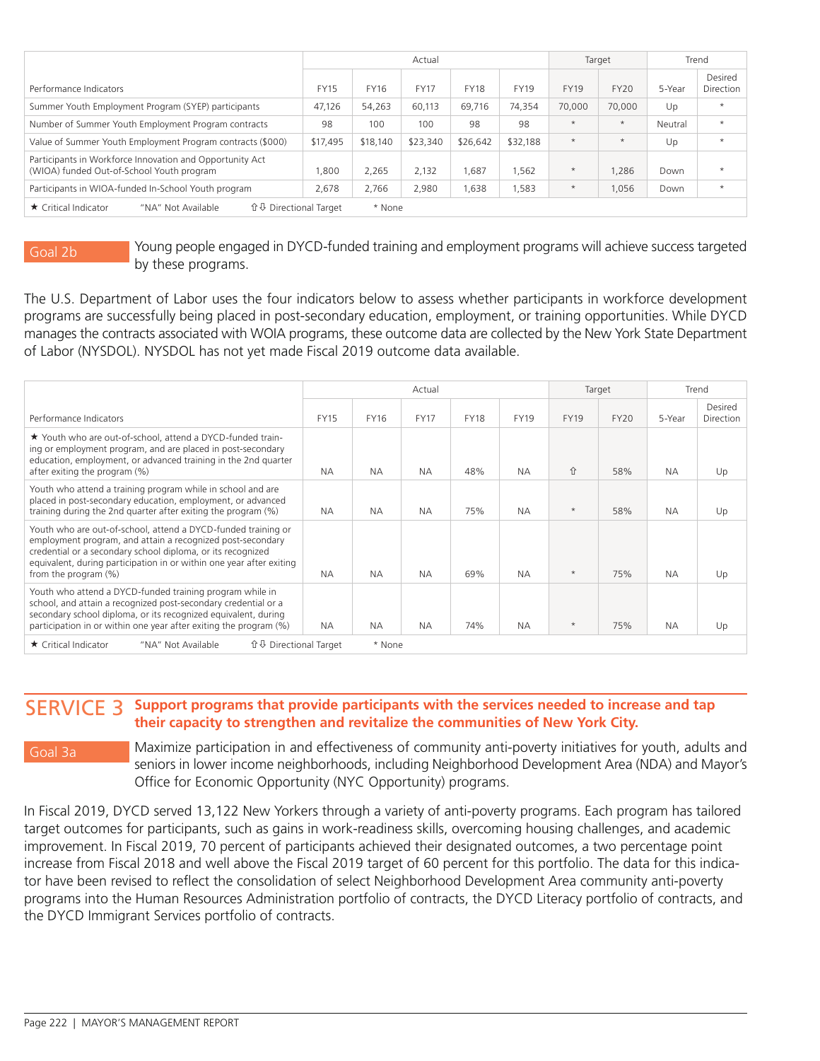| Performance Indicators | Actual | | | | | Target | | Trend | |
|---|---|---|---|---|---|---|---|---|---|
| | FY15 | FY16 | FY17 | FY18 | FY19 | FY19 | FY20 | 5-Year | Desired Direction |
| Summer Youth Employment Program (SYEP) participants | 47,126 | 54,263 | 60,113 | 69,716 | 74,354 | 70,000 | 70,000 | Up | * |
| Number of Summer Youth Employment Program contracts | 98 | 100 | 100 | 98 | 98 | * | * | Neutral | * |
| Value of Summer Youth Employment Program contracts ($000) | $17,495 | $18,140 | $23,340 | $26,642 | $32,188 | * | * | Up | * |
| Participants in Workforce Innovation and Opportunity Act (WIOA) funded Out-of-School Youth program | 1,800 | 2,265 | 2,132 | 1,687 | 1,562 | * | 1,286 | Down | * |
| Participants in WIOA-funded In-School Youth program | 2,678 | 2,766 | 2,980 | 1,638 | 1,583 | * | 1,056 | Down | * |

★ Critical Indicator "NA" Not Available ⇧⇩ Directional Target * None

## Goal 2b

Young people engaged in DYCD-funded training and employment programs will achieve success targeted by these programs.

The U.S. Department of Labor uses the four indicators below to assess whether participants in workforce development programs are successfully being placed in post-secondary education, employment, or training opportunities. While DYCD manages the contracts associated with WOIA programs, these outcome data are collected by the New York State Department of Labor (NYSDOL). NYSDOL has not yet made Fiscal 2019 outcome data available.

| Performance Indicators | Actual | | | | | Target | | Trend | |
|---|---|---|---|---|---|---|---|---|---|
| | FY15 | FY16 | FY17 | FY18 | FY19 | FY19 | FY20 | 5-Year | Desired Direction |
| ★ Youth who are out-of-school, attend a DYCD-funded training or employment program, and are placed in post-secondary education, employment, or advanced training in the 2nd quarter after exiting the program (%) | NA | NA | NA | 48% | NA | ⇧ | 58% | NA | Up |
| Youth who attend a training program while in school and are placed in post-secondary education, employment, or advanced training during the 2nd quarter after exiting the program (%) | NA | NA | NA | 75% | NA | * | 58% | NA | Up |
| Youth who are out-of-school, attend a DYCD-funded training or employment program, and attain a recognized post-secondary credential or a secondary school diploma, or its recognized equivalent, during participation in or within one year after exiting from the program (%) | NA | NA | NA | 69% | NA | * | 75% | NA | Up |
| Youth who attend a DYCD-funded training program while in school, and attain a recognized post-secondary credential or a secondary school diploma, or its recognized equivalent, during participation in or within one year after exiting the program (%) | NA | NA | NA | 74% | NA | * | 75% | NA | Up |

★ Critical Indicator "NA" Not Available ⇧⇩ Directional Target * None

# SERVICE 3 Support programs that provide participants with the services needed to increase and tap their capacity to strengthen and revitalize the communities of New York City.

## Goal 3a

Maximize participation in and effectiveness of community anti-poverty initiatives for youth, adults and seniors in lower income neighborhoods, including Neighborhood Development Area (NDA) and Mayor's Office for Economic Opportunity (NYC Opportunity) programs.

In Fiscal 2019, DYCD served 13,122 New Yorkers through a variety of anti-poverty programs. Each program has tailored target outcomes for participants, such as gains in work-readiness skills, overcoming housing challenges, and academic improvement. In Fiscal 2019, 70 percent of participants achieved their designated outcomes, a two percentage point increase from Fiscal 2018 and well above the Fiscal 2019 target of 60 percent for this portfolio. The data for this indicator have been revised to reflect the consolidation of select Neighborhood Development Area community anti-poverty programs into the Human Resources Administration portfolio of contracts, the DYCD Literacy portfolio of contracts, and the DYCD Immigrant Services portfolio of contracts.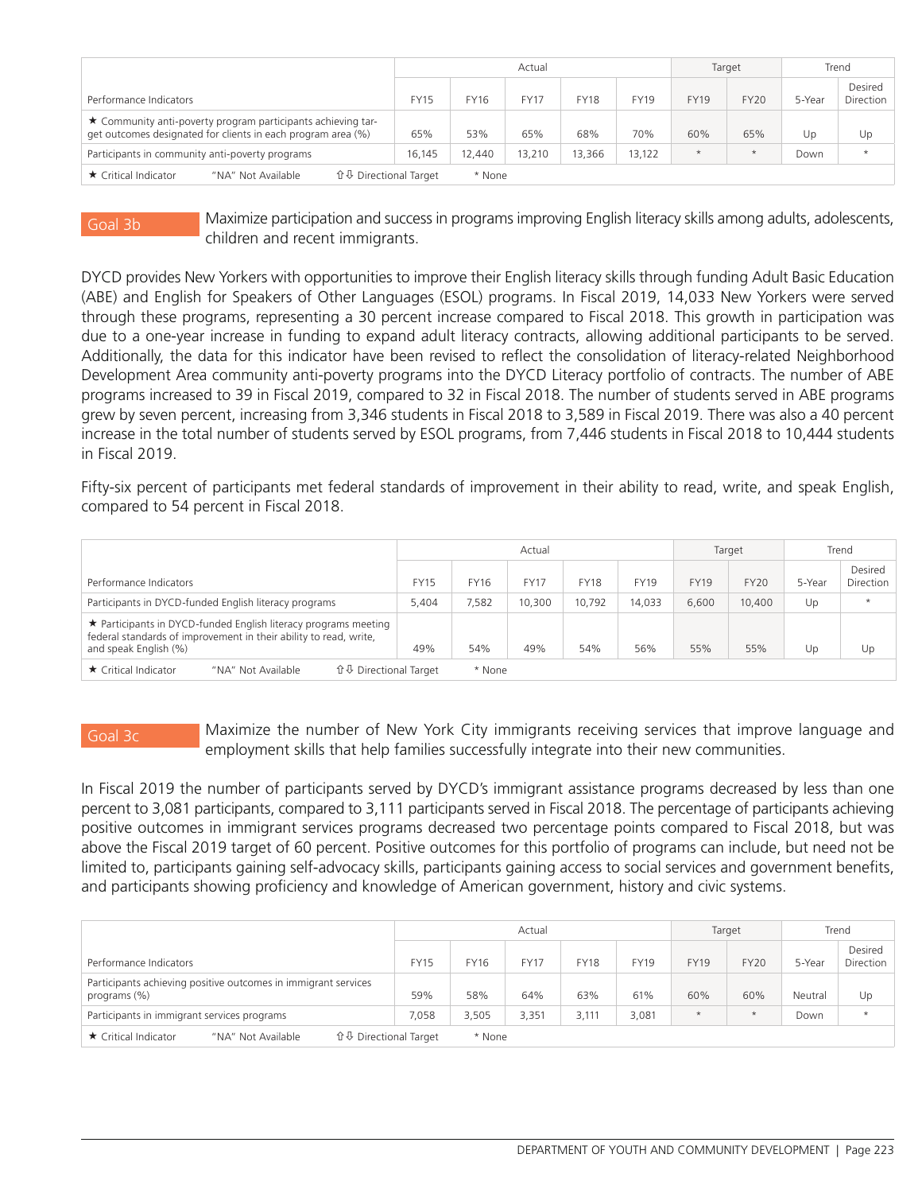| Performance Indicators | Actual | | | | | Target | | Trend | |
|---|---|---|---|---|---|---|---|---|---|
| | FY15 | FY16 | FY17 | FY18 | FY19 | FY19 | FY20 | 5-Year | Desired Direction |
| ★ Community anti-poverty program participants achieving target outcomes designated for clients in each program area (%) | 65% | 53% | 65% | 68% | 70% | 60% | 65% | Up | Up |
| Participants in community anti-poverty programs | 16,145 | 12,440 | 13,210 | 13,366 | 13,122 | * | * | Down | * |

★ Critical Indicator "NA" Not Available ⇧⇩ Directional Target * None

## Goal 3b

Maximize participation and success in programs improving English literacy skills among adults, adolescents, children and recent immigrants.

DYCD provides New Yorkers with opportunities to improve their English literacy skills through funding Adult Basic Education (ABE) and English for Speakers of Other Languages (ESOL) programs. In Fiscal 2019, 14,033 New Yorkers were served through these programs, representing a 30 percent increase compared to Fiscal 2018. This growth in participation was due to a one-year increase in funding to expand adult literacy contracts, allowing additional participants to be served. Additionally, the data for this indicator have been revised to reflect the consolidation of literacy-related Neighborhood Development Area community anti-poverty programs into the DYCD Literacy portfolio of contracts. The number of ABE programs increased to 39 in Fiscal 2019, compared to 32 in Fiscal 2018. The number of students served in ABE programs grew by seven percent, increasing from 3,346 students in Fiscal 2018 to 3,589 in Fiscal 2019. There was also a 40 percent increase in the total number of students served by ESOL programs, from 7,446 students in Fiscal 2018 to 10,444 students in Fiscal 2019.

Fifty-six percent of participants met federal standards of improvement in their ability to read, write, and speak English, compared to 54 percent in Fiscal 2018.

| Performance Indicators | Actual | | | | | Target | | Trend | |
|---|---|---|---|---|---|---|---|---|---|
| | FY15 | FY16 | FY17 | FY18 | FY19 | FY19 | FY20 | 5-Year | Desired Direction |
| Participants in DYCD-funded English literacy programs | 5,404 | 7,582 | 10,300 | 10,792 | 14,033 | 6,600 | 10,400 | Up | * |
| ★ Participants in DYCD-funded English literacy programs meeting federal standards of improvement in their ability to read, write, and speak English (%) | 49% | 54% | 49% | 54% | 56% | 55% | 55% | Up | Up |

★ Critical Indicator "NA" Not Available ⇧⇩ Directional Target * None

## Goal 3c

Maximize the number of New York City immigrants receiving services that improve language and employment skills that help families successfully integrate into their new communities.

In Fiscal 2019 the number of participants served by DYCD's immigrant assistance programs decreased by less than one percent to 3,081 participants, compared to 3,111 participants served in Fiscal 2018. The percentage of participants achieving positive outcomes in immigrant services programs decreased two percentage points compared to Fiscal 2018, but was above the Fiscal 2019 target of 60 percent. Positive outcomes for this portfolio of programs can include, but need not be limited to, participants gaining self-advocacy skills, participants gaining access to social services and government benefits, and participants showing proficiency and knowledge of American government, history and civic systems.

| Performance Indicators | Actual | | | | | Target | | Trend | |
|---|---|---|---|---|---|---|---|---|---|
| | FY15 | FY16 | FY17 | FY18 | FY19 | FY19 | FY20 | 5-Year | Desired Direction |
| Participants achieving positive outcomes in immigrant services programs (%) | 59% | 58% | 64% | 63% | 61% | 60% | 60% | Neutral | Up |
| Participants in immigrant services programs | 7,058 | 3,505 | 3,351 | 3,111 | 3,081 | * | * | Down | * |

★ Critical Indicator "NA" Not Available ⇧⇩ Directional Target * None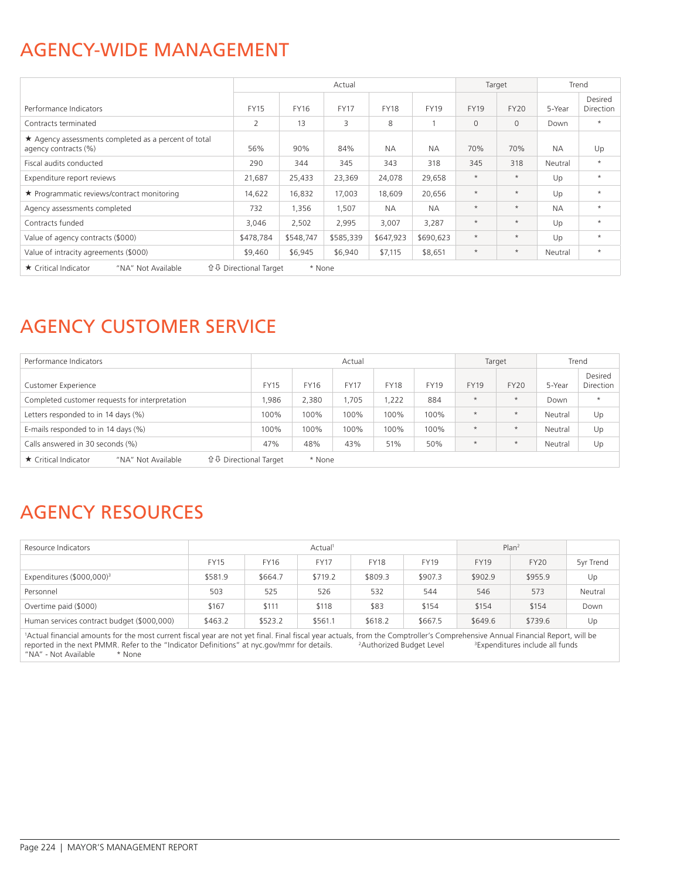## AGENCY-WIDE MANAGEMENT

| Performance Indicators | Actual | | | | | Target | | Trend | |
|---|---|---|---|---|---|---|---|---|---|
| | FY15 | FY16 | FY17 | FY18 | FY19 | FY19 | FY20 | 5-Year | Desired Direction |
| Contracts terminated | 2 | 13 | 3 | 8 | 1 | 0 | 0 | Down | * |
| ★ Agency assessments completed as a percent of total agency contracts (%) | 56% | 90% | 84% | NA | NA | 70% | 70% | NA | Up |
| Fiscal audits conducted | 290 | 344 | 345 | 343 | 318 | 345 | 318 | Neutral | * |
| Expenditure report reviews | 21,687 | 25,433 | 23,369 | 24,078 | 29,658 | * | * | Up | * |
| ★ Programmatic reviews/contract monitoring | 14,622 | 16,832 | 17,003 | 18,609 | 20,656 | * | * | Up | * |
| Agency assessments completed | 732 | 1,356 | 1,507 | NA | NA | * | * | NA | * |
| Contracts funded | 3,046 | 2,502 | 2,995 | 3,007 | 3,287 | * | * | Up | * |
| Value of agency contracts ($000) | $478,784 | $548,747 | $585,339 | $647,923 | $690,623 | * | * | Up | * |
| Value of intracity agreements ($000) | $9,460 | $6,945 | $6,940 | $7,115 | $8,651 | * | * | Neutral | * |

★ Critical Indicator "NA" Not Available ⇧⇩ Directional Target * None

## AGENCY CUSTOMER SERVICE

| Performance Indicators | Actual | | | | | Target | | Trend | |
|---|---|---|---|---|---|---|---|---|---|
| Customer Experience | FY15 | FY16 | FY17 | FY18 | FY19 | FY19 | FY20 | 5-Year | Desired Direction |
| Completed customer requests for interpretation | 1,986 | 2,380 | 1,705 | 1,222 | 884 | * | * | Down | * |
| Letters responded to in 14 days (%) | 100% | 100% | 100% | 100% | 100% | * | * | Neutral | Up |
| E-mails responded to in 14 days (%) | 100% | 100% | 100% | 100% | 100% | * | * | Neutral | Up |
| Calls answered in 30 seconds (%) | 47% | 48% | 43% | 51% | 50% | * | * | Neutral | Up |

★ Critical Indicator "NA" Not Available ⇧⇩ Directional Target * None

## AGENCY RESOURCES

| Resource Indicators | Actual[1] | | | | | Plan[2] | | |
|---|---|---|---|---|---|---|---|---|
| | FY15 | FY16 | FY17 | FY18 | FY19 | FY19 | FY20 | 5yr Trend |
| Expenditures ($000,000)[3] | $581.9 | $664.7 | $719.2 | $809.3 | $907.3 | $902.9 | $955.9 | Up |
| Personnel | 503 | 525 | 526 | 532 | 544 | 546 | 573 | Neutral |
| Overtime paid ($000) | $167 | $111 | $118 | $83 | $154 | $154 | $154 | Down |
| Human services contract budget ($000,000) | $463.2 | $523.2 | $561.1 | $618.2 | $667.5 | $649.6 | $739.6 | Up |

[1]Actual financial amounts for the most current fiscal year are not yet final. Final fiscal year actuals, from the Comptroller's Comprehensive Annual Financial Report, will be reported in the next PMMR. Refer to the "Indicator Definitions" at nyc.gov/mmr for details. [2]Authorized Budget Level [3]Expenditures include all funds
"NA" - Not Available * None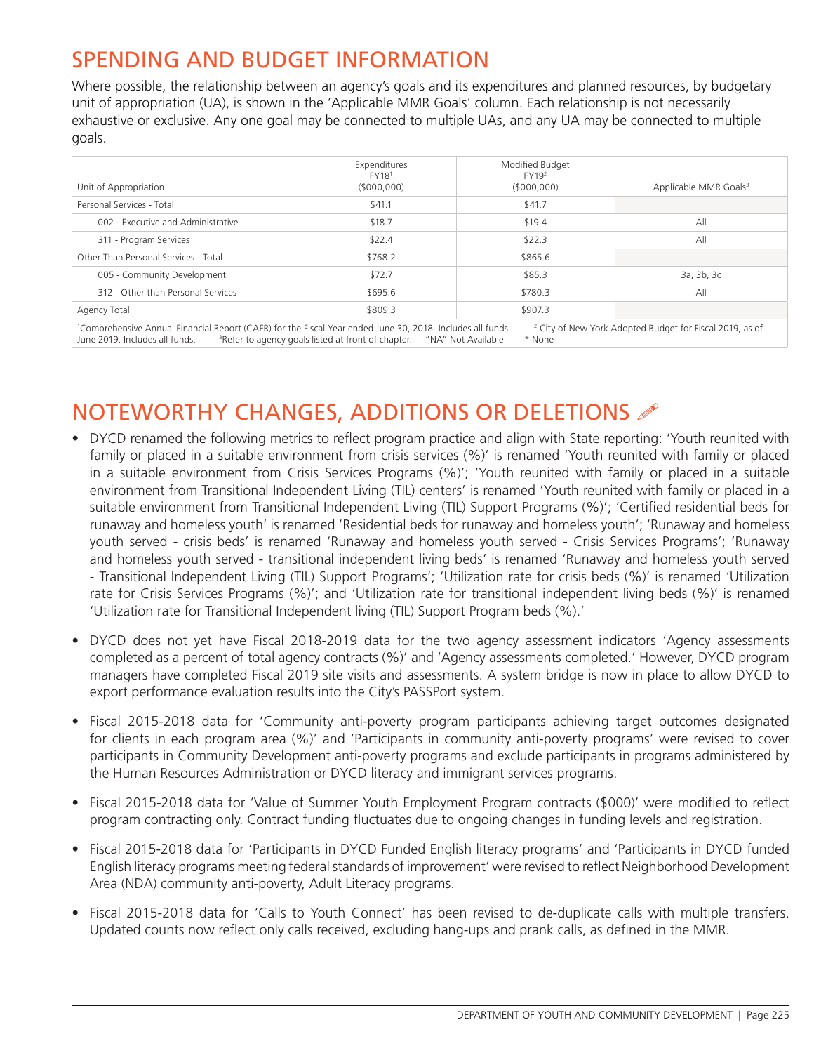## SPENDING AND BUDGET INFORMATION

Where possible, the relationship between an agency's goals and its expenditures and planned resources, by budgetary unit of appropriation (UA), is shown in the 'Applicable MMR Goals' column. Each relationship is not necessarily exhaustive or exclusive. Any one goal may be connected to multiple UAs, and any UA may be connected to multiple goals.

| Unit of Appropriation | Expenditures FY18[1] ($000,000) | Modified Budget FY19[2] ($000,000) | Applicable MMR Goals[3] |
|---|---|---|---|
| Personal Services - Total | $41.1 | $41.7 | |
| 002 - Executive and Administrative | $18.7 | $19.4 | All |
| 311 - Program Services | $22.4 | $22.3 | All |
| Other Than Personal Services - Total | $768.2 | $865.6 | |
| 005 - Community Development | $72.7 | $85.3 | 3a, 3b, 3c |
| 312 - Other than Personal Services | $695.6 | $780.3 | All |
| Agency Total | $809.3 | $907.3 | |

[1]Comprehensive Annual Financial Report (CAFR) for the Fiscal Year ended June 30, 2018. Includes all funds. [2] City of New York Adopted Budget for Fiscal 2019, as of June 2019. Includes all funds. [3]Refer to agency goals listed at front of chapter. "NA" Not Available * None

## NOTEWORTHY CHANGES, ADDITIONS OR DELETIONS

- DYCD renamed the following metrics to reflect program practice and align with State reporting: 'Youth reunited with family or placed in a suitable environment from crisis services (%)' is renamed 'Youth reunited with family or placed in a suitable environment from Crisis Services Programs (%)'; 'Youth reunited with family or placed in a suitable environment from Transitional Independent Living (TIL) centers' is renamed 'Youth reunited with family or placed in a suitable environment from Transitional Independent Living (TIL) Support Programs (%)'; 'Certified residential beds for runaway and homeless youth' is renamed 'Residential beds for runaway and homeless youth'; 'Runaway and homeless youth served - crisis beds' is renamed 'Runaway and homeless youth served - Crisis Services Programs'; 'Runaway and homeless youth served - transitional independent living beds' is renamed 'Runaway and homeless youth served - Transitional Independent Living (TIL) Support Programs'; 'Utilization rate for crisis beds (%)' is renamed 'Utilization rate for Crisis Services Programs (%)'; and 'Utilization rate for transitional independent living beds (%)' is renamed 'Utilization rate for Transitional Independent living (TIL) Support Program beds (%).'
- DYCD does not yet have Fiscal 2018-2019 data for the two agency assessment indicators 'Agency assessments completed as a percent of total agency contracts (%)' and 'Agency assessments completed.' However, DYCD program managers have completed Fiscal 2019 site visits and assessments. A system bridge is now in place to allow DYCD to export performance evaluation results into the City's PASSPort system.
- Fiscal 2015-2018 data for 'Community anti-poverty program participants achieving target outcomes designated for clients in each program area (%)' and 'Participants in community anti-poverty programs' were revised to cover participants in Community Development anti-poverty programs and exclude participants in programs administered by the Human Resources Administration or DYCD literacy and immigrant services programs.
- Fiscal 2015-2018 data for 'Value of Summer Youth Employment Program contracts ($000)' were modified to reflect program contracting only. Contract funding fluctuates due to ongoing changes in funding levels and registration.
- Fiscal 2015-2018 data for 'Participants in DYCD Funded English literacy programs' and 'Participants in DYCD funded English literacy programs meeting federal standards of improvement' were revised to reflect Neighborhood Development Area (NDA) community anti-poverty, Adult Literacy programs.
- Fiscal 2015-2018 data for 'Calls to Youth Connect' has been revised to de-duplicate calls with multiple transfers. Updated counts now reflect only calls received, excluding hang-ups and prank calls, as defined in the MMR.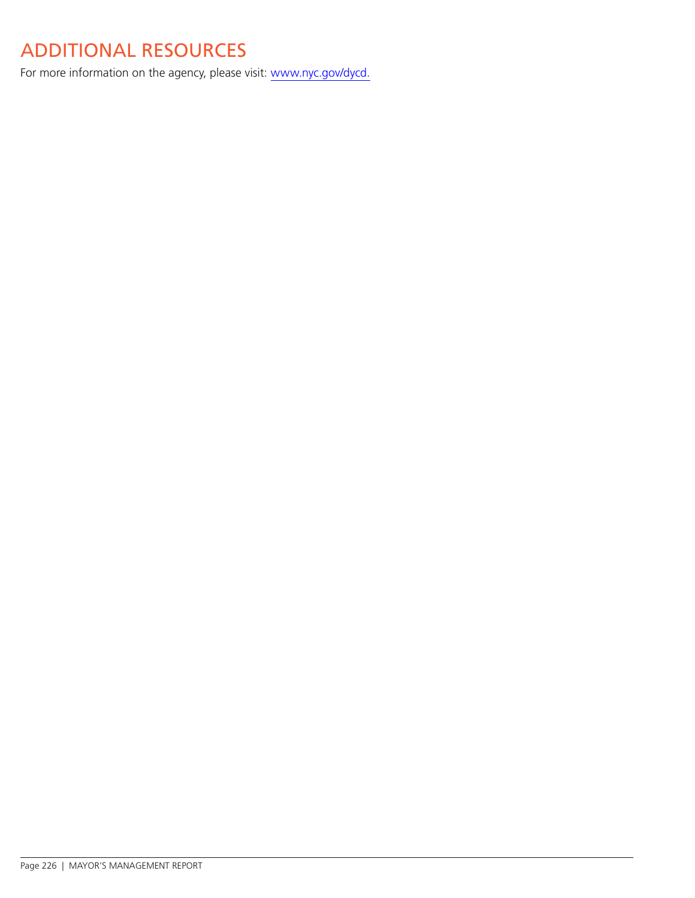## ADDITIONAL RESOURCES

For more information on the agency, please visit: www.nyc.gov/dycd.